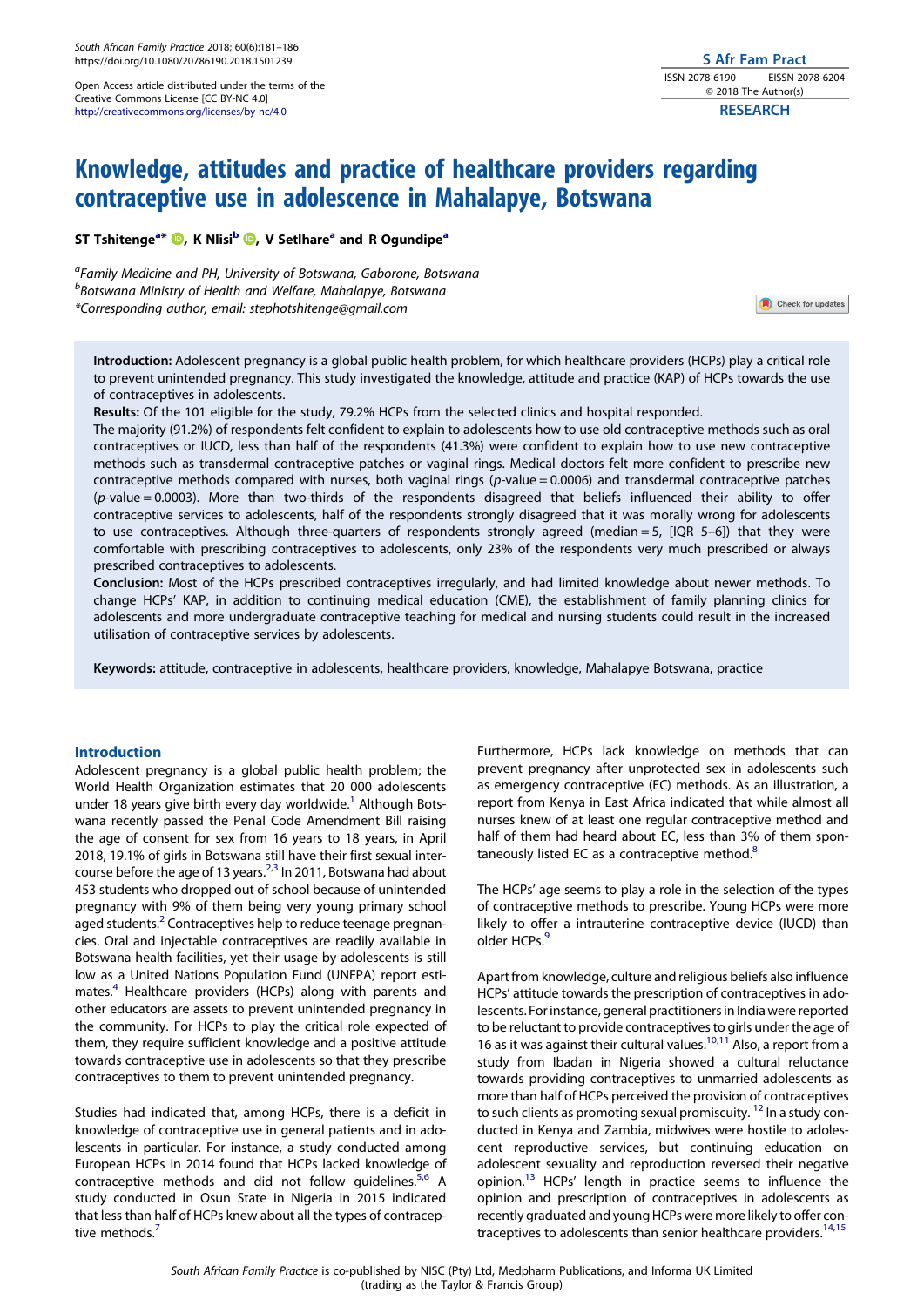Open Access article distributed under the terms of the Creative Commons License [CC BY-NC 4.0] http://creativecommons.org/licenses/by-nc/4.0

S Afr Fam Pract
ISSN 2078-6190 EISSN 2078-6204
© 2018 The Author(s)

RESEARCH

# Knowledge, attitudes and practice of healthcare providers regarding contraceptive use in adolescence in Mahalapye, Botswana

**ST Tshitenge[a*], K Nlisi[b], V Setlhare[a] and R Ogundipe[a]**

[a]*Family Medicine and PH, University of Botswana, Gaborone, Botswana*
[b]*Botswana Ministry of Health and Welfare, Mahalapye, Botswana*
*Corresponding author, email: stephotshitenge@gmail.com

**Introduction:** Adolescent pregnancy is a global public health problem, for which healthcare providers (HCPs) play a critical role to prevent unintended pregnancy. This study investigated the knowledge, attitude and practice (KAP) of HCPs towards the use of contraceptives in adolescents.

**Results:** Of the 101 eligible for the study, 79.2% HCPs from the selected clinics and hospital responded.

The majority (91.2%) of respondents felt confident to explain to adolescents how to use old contraceptive methods such as oral contraceptives or IUCD, less than half of the respondents (41.3%) were confident to explain how to use new contraceptive methods such as transdermal contraceptive patches or vaginal rings. Medical doctors felt more confident to prescribe new contraceptive methods compared with nurses, both vaginal rings ($p$-value = 0.0006) and transdermal contraceptive patches ($p$-value = 0.0003). More than two-thirds of the respondents disagreed that beliefs influenced their ability to offer contraceptive services to adolescents, half of the respondents strongly disagreed that it was morally wrong for adolescents to use contraceptives. Although three-quarters of respondents strongly agreed (median = 5, [IQR 5–6]) that they were comfortable with prescribing contraceptives to adolescents, only 23% of the respondents very much prescribed or always prescribed contraceptives to adolescents.

**Conclusion:** Most of the HCPs prescribed contraceptives irregularly, and had limited knowledge about newer methods. To change HCPs' KAP, in addition to continuing medical education (CME), the establishment of family planning clinics for adolescents and more undergraduate contraceptive teaching for medical and nursing students could result in the increased utilisation of contraceptive services by adolescents.

**Keywords:** attitude, contraceptive in adolescents, healthcare providers, knowledge, Mahalapye Botswana, practice

## Introduction

Adolescent pregnancy is a global public health problem; the World Health Organization estimates that 20 000 adolescents under 18 years give birth every day worldwide.[1] Although Botswana recently passed the Penal Code Amendment Bill raising the age of consent for sex from 16 years to 18 years, in April 2018, 19.1% of girls in Botswana still have their first sexual intercourse before the age of 13 years.[2,3] In 2011, Botswana had about 453 students who dropped out of school because of unintended pregnancy with 9% of them being very young primary school aged students.[2] Contraceptives help to reduce teenage pregnancies. Oral and injectable contraceptives are readily available in Botswana health facilities, yet their usage by adolescents is still low as a United Nations Population Fund (UNFPA) report estimates.[4] Healthcare providers (HCPs) along with parents and other educators are assets to prevent unintended pregnancy in the community. For HCPs to play the critical role expected of them, they require sufficient knowledge and a positive attitude towards contraceptive use in adolescents so that they prescribe contraceptives to them to prevent unintended pregnancy.

Studies had indicated that, among HCPs, there is a deficit in knowledge of contraceptive use in general patients and in adolescents in particular. For instance, a study conducted among European HCPs in 2014 found that HCPs lacked knowledge of contraceptive methods and did not follow guidelines.[5,6] A study conducted in Osun State in Nigeria in 2015 indicated that less than half of HCPs knew about all the types of contraceptive methods.[7]

Furthermore, HCPs lack knowledge on methods that can prevent pregnancy after unprotected sex in adolescents such as emergency contraceptive (EC) methods. As an illustration, a report from Kenya in East Africa indicated that while almost all nurses knew of at least one regular contraceptive method and half of them had heard about EC, less than 3% of them spontaneously listed EC as a contraceptive method.[8]

The HCPs' age seems to play a role in the selection of the types of contraceptive methods to prescribe. Young HCPs were more likely to offer a intrauterine contraceptive device (IUCD) than older HCPs.[9]

Apart from knowledge, culture and religious beliefs also influence HCPs' attitude towards the prescription of contraceptives in adolescents. For instance, general practitioners in India were reported to be reluctant to provide contraceptives to girls under the age of 16 as it was against their cultural values.[10,11] Also, a report from a study from Ibadan in Nigeria showed a cultural reluctance towards providing contraceptives to unmarried adolescents as more than half of HCPs perceived the provision of contraceptives to such clients as promoting sexual promiscuity.[12] In a study conducted in Kenya and Zambia, midwives were hostile to adolescent reproductive services, but continuing education on adolescent sexuality and reproduction reversed their negative opinion.[13] HCPs' length in practice seems to influence the opinion and prescription of contraceptives in adolescents as recently graduated and young HCPs were more likely to offer contraceptives to adolescents than senior healthcare providers.[14,15]

*South African Family Practice* is co-published by NISC (Pty) Ltd, Medpharm Publications, and Informa UK Limited (trading as the Taylor & Francis Group)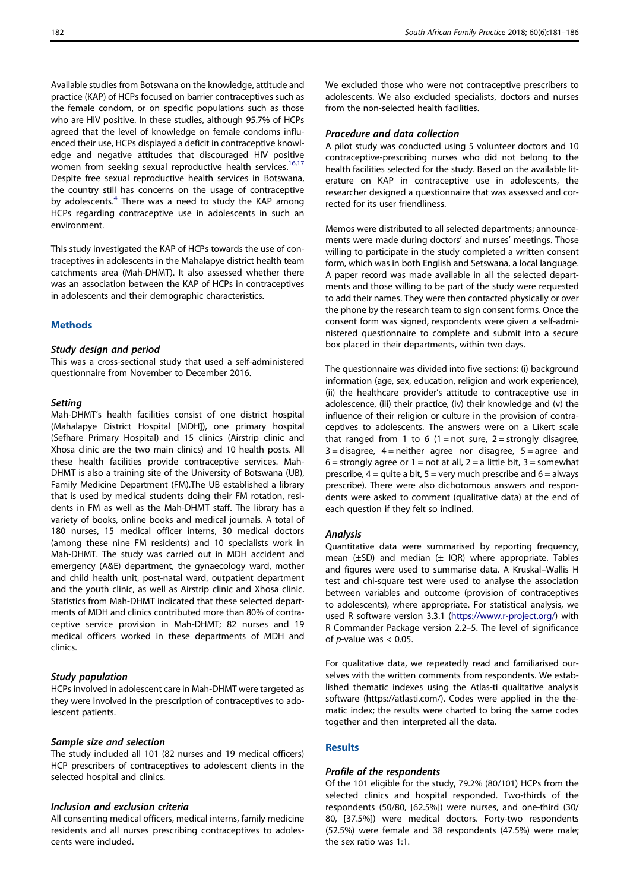Available studies from Botswana on the knowledge, attitude and practice (KAP) of HCPs focused on barrier contraceptives such as the female condom, or on specific populations such as those who are HIV positive. In these studies, although 95.7% of HCPs agreed that the level of knowledge on female condoms influenced their use, HCPs displayed a deficit in contraceptive knowledge and negative attitudes that discouraged HIV positive women from seeking sexual reproductive health services.[16,17] Despite free sexual reproductive health services in Botswana, the country still has concerns on the usage of contraceptive by adolescents.[4] There was a need to study the KAP among HCPs regarding contraceptive use in adolescents in such an environment.

This study investigated the KAP of HCPs towards the use of contraceptives in adolescents in the Mahalapye district health team catchments area (Mah-DHMT). It also assessed whether there was an association between the KAP of HCPs in contraceptives in adolescents and their demographic characteristics.

## Methods

### *Study design and period*

This was a cross-sectional study that used a self-administered questionnaire from November to December 2016.

### *Setting*

Mah-DHMT's health facilities consist of one district hospital (Mahalapye District Hospital [MDH]), one primary hospital (Sefhare Primary Hospital) and 15 clinics (Airstrip clinic and Xhosa clinic are the two main clinics) and 10 health posts. All these health facilities provide contraceptive services. Mah-DHMT is also a training site of the University of Botswana (UB), Family Medicine Department (FM).The UB established a library that is used by medical students doing their FM rotation, residents in FM as well as the Mah-DHMT staff. The library has a variety of books, online books and medical journals. A total of 180 nurses, 15 medical officer interns, 30 medical doctors (among these nine FM residents) and 10 specialists work in Mah-DHMT. The study was carried out in MDH accident and emergency (A&E) department, the gynaecology ward, mother and child health unit, post-natal ward, outpatient department and the youth clinic, as well as Airstrip clinic and Xhosa clinic. Statistics from Mah-DHMT indicated that these selected departments of MDH and clinics contributed more than 80% of contraceptive service provision in Mah-DHMT; 82 nurses and 19 medical officers worked in these departments of MDH and clinics.

### *Study population*

HCPs involved in adolescent care in Mah-DHMT were targeted as they were involved in the prescription of contraceptives to adolescent patients.

### *Sample size and selection*

The study included all 101 (82 nurses and 19 medical officers) HCP prescribers of contraceptives to adolescent clients in the selected hospital and clinics.

### *Inclusion and exclusion criteria*

All consenting medical officers, medical interns, family medicine residents and all nurses prescribing contraceptives to adolescents were included.

We excluded those who were not contraceptive prescribers to adolescents. We also excluded specialists, doctors and nurses from the non-selected health facilities.

### *Procedure and data collection*

A pilot study was conducted using 5 volunteer doctors and 10 contraceptive-prescribing nurses who did not belong to the health facilities selected for the study. Based on the available literature on KAP in contraceptive use in adolescents, the researcher designed a questionnaire that was assessed and corrected for its user friendliness.

Memos were distributed to all selected departments; announcements were made during doctors' and nurses' meetings. Those willing to participate in the study completed a written consent form, which was in both English and Setswana, a local language. A paper record was made available in all the selected departments and those willing to be part of the study were requested to add their names. They were then contacted physically or over the phone by the research team to sign consent forms. Once the consent form was signed, respondents were given a self-administered questionnaire to complete and submit into a secure box placed in their departments, within two days.

The questionnaire was divided into five sections: (i) background information (age, sex, education, religion and work experience), (ii) the healthcare provider's attitude to contraceptive use in adolescence, (iii) their practice, (iv) their knowledge and (v) the influence of their religion or culture in the provision of contraceptives to adolescents. The answers were on a Likert scale that ranged from 1 to 6 (1 = not sure, 2 = strongly disagree, 3 = disagree, 4 = neither agree nor disagree, 5 = agree and 6 = strongly agree or 1 = not at all, 2 = a little bit, 3 = somewhat prescribe, 4 = quite a bit, 5 = very much prescribe and 6 = always prescribe). There were also dichotomous answers and respondents were asked to comment (qualitative data) at the end of each question if they felt so inclined.

### *Analysis*

Quantitative data were summarised by reporting frequency, mean (±SD) and median (± IQR) where appropriate. Tables and figures were used to summarise data. A Kruskal–Wallis H test and chi-square test were used to analyse the association between variables and outcome (provision of contraceptives to adolescents), where appropriate. For statistical analysis, we used R software version 3.3.1 (https://www.r-project.org/) with R Commander Package version 2.2–5. The level of significance of $p$-value was $< 0.05$.

For qualitative data, we repeatedly read and familiarised ourselves with the written comments from respondents. We established thematic indexes using the Atlas-ti qualitative analysis software (https://atlasti.com/). Codes were applied in the thematic index; the results were charted to bring the same codes together and then interpreted all the data.

## Results

### *Profile of the respondents*

Of the 101 eligible for the study, 79.2% (80/101) HCPs from the selected clinics and hospital responded. Two-thirds of the respondents (50/80, [62.5%]) were nurses, and one-third (30/80, [37.5%]) were medical doctors. Forty-two respondents (52.5%) were female and 38 respondents (47.5%) were male; the sex ratio was 1:1.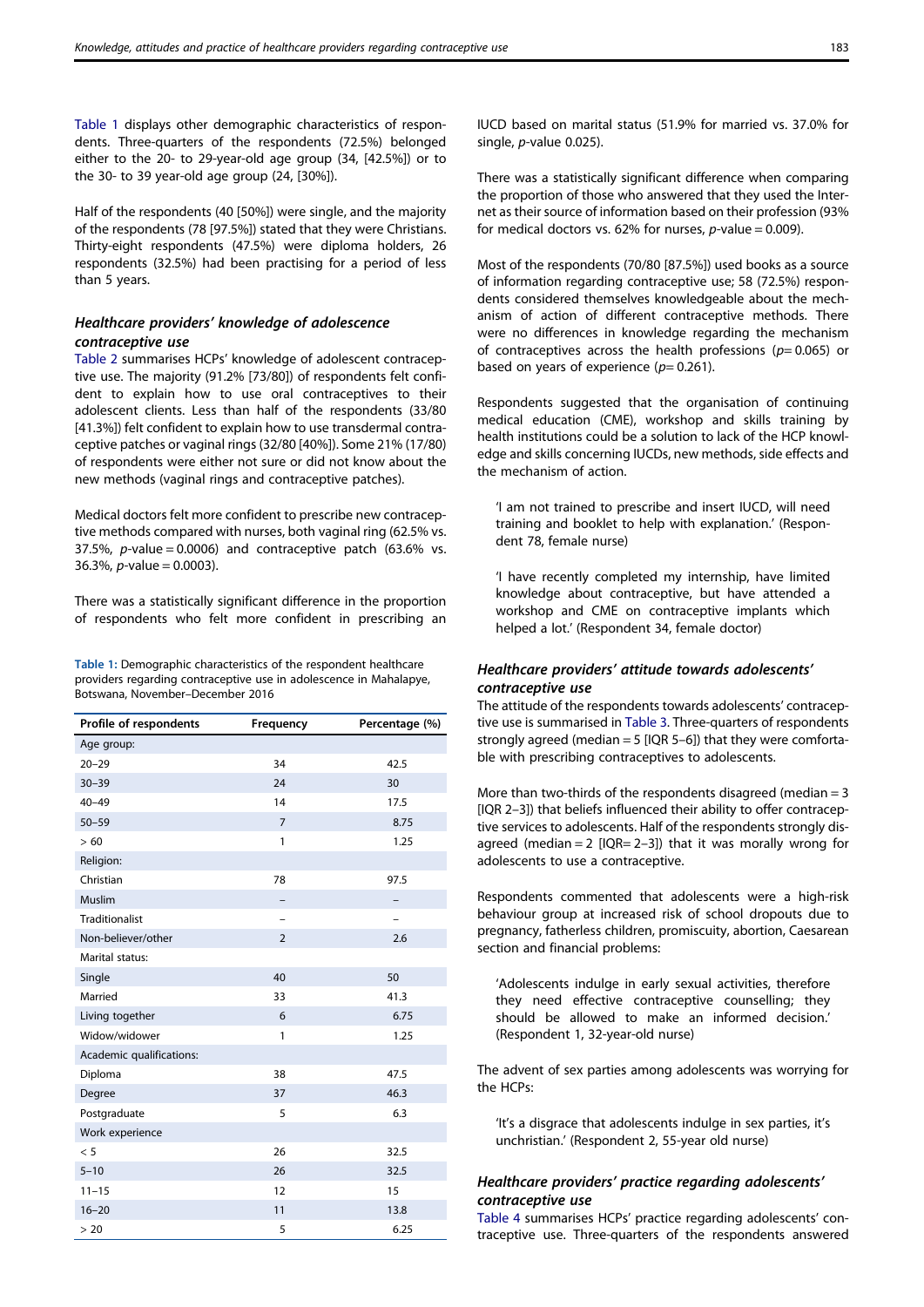Table 1 displays other demographic characteristics of respondents. Three-quarters of the respondents (72.5%) belonged either to the 20- to 29-year-old age group (34, [42.5%]) or to the 30- to 39 year-old age group (24, [30%]).

Half of the respondents (40 [50%]) were single, and the majority of the respondents (78 [97.5%]) stated that they were Christians. Thirty-eight respondents (47.5%) were diploma holders, 26 respondents (32.5%) had been practising for a period of less than 5 years.

### Healthcare providers' knowledge of adolescence contraceptive use

Table 2 summarises HCPs' knowledge of adolescent contraceptive use. The majority (91.2% [73/80]) of respondents felt confident to explain how to use oral contraceptives to their adolescent clients. Less than half of the respondents (33/80 [41.3%]) felt confident to explain how to use transdermal contraceptive patches or vaginal rings (32/80 [40%]). Some 21% (17/80) of respondents were either not sure or did not know about the new methods (vaginal rings and contraceptive patches).

Medical doctors felt more confident to prescribe new contraceptive methods compared with nurses, both vaginal ring (62.5% vs. 37.5%, $p$-value = 0.0006) and contraceptive patch (63.6% vs. 36.3%, $p$-value = 0.0003).

There was a statistically significant difference in the proportion of respondents who felt more confident in prescribing an IUCD based on marital status (51.9% for married vs. 37.0% for single, $p$-value 0.025).

There was a statistically significant difference when comparing the proportion of those who answered that they used the Internet as their source of information based on their profession (93% for medical doctors vs. 62% for nurses, $p$-value = 0.009).

Most of the respondents (70/80 [87.5%]) used books as a source of information regarding contraceptive use; 58 (72.5%) respondents considered themselves knowledgeable about the mechanism of action of different contraceptive methods. There were no differences in knowledge regarding the mechanism of contraceptives across the health professions ($p$= 0.065) or based on years of experience ($p$= 0.261).

Respondents suggested that the organisation of continuing medical education (CME), workshop and skills training by health institutions could be a solution to lack of the HCP knowledge and skills concerning IUCDs, new methods, side effects and the mechanism of action.

> 'I am not trained to prescribe and insert IUCD, will need training and booklet to help with explanation.' (Respondent 78, female nurse)

> 'I have recently completed my internship, have limited knowledge about contraceptive, but have attended a workshop and CME on contraceptive implants which helped a lot.' (Respondent 34, female doctor)

### Healthcare providers' attitude towards adolescents' contraceptive use

The attitude of the respondents towards adolescents' contraceptive use is summarised in Table 3. Three-quarters of respondents strongly agreed (median = 5 [IQR 5–6]) that they were comfortable with prescribing contraceptives to adolescents.

More than two-thirds of the respondents disagreed (median = 3 [IQR 2–3]) that beliefs influenced their ability to offer contraceptive services to adolescents. Half of the respondents strongly disagreed (median = 2 [IQR= 2–3]) that it was morally wrong for adolescents to use a contraceptive.

Respondents commented that adolescents were a high-risk behaviour group at increased risk of school dropouts due to pregnancy, fatherless children, promiscuity, abortion, Caesarean section and financial problems:

> 'Adolescents indulge in early sexual activities, therefore they need effective contraceptive counselling; they should be allowed to make an informed decision.' (Respondent 1, 32-year-old nurse)

The advent of sex parties among adolescents was worrying for the HCPs:

> 'It's a disgrace that adolescents indulge in sex parties, it's unchristian.' (Respondent 2, 55-year old nurse)

### Healthcare providers' practice regarding adolescents' contraceptive use

Table 4 summarises HCPs' practice regarding adolescents' contraceptive use. Three-quarters of the respondents answered

**Table 1:** Demographic characteristics of the respondent healthcare providers regarding contraceptive use in adolescence in Mahalapye, Botswana, November–December 2016

| Profile of respondents | Frequency | Percentage (%) |
|---|---|---|
| Age group: | | |
| 20–29 | 34 | 42.5 |
| 30–39 | 24 | 30 |
| 40–49 | 14 | 17.5 |
| 50–59 | 7 | 8.75 |
| > 60 | 1 | 1.25 |
| Religion: | | |
| Christian | 78 | 97.5 |
| Muslim | – | – |
| Traditionalist | – | – |
| Non-believer/other | 2 | 2.6 |
| Marital status: | | |
| Single | 40 | 50 |
| Married | 33 | 41.3 |
| Living together | 6 | 6.75 |
| Widow/widower | 1 | 1.25 |
| Academic qualifications: | | |
| Diploma | 38 | 47.5 |
| Degree | 37 | 46.3 |
| Postgraduate | 5 | 6.3 |
| Work experience | | |
| < 5 | 26 | 32.5 |
| 5–10 | 26 | 32.5 |
| 11–15 | 12 | 15 |
| 16–20 | 11 | 13.8 |
| > 20 | 5 | 6.25 |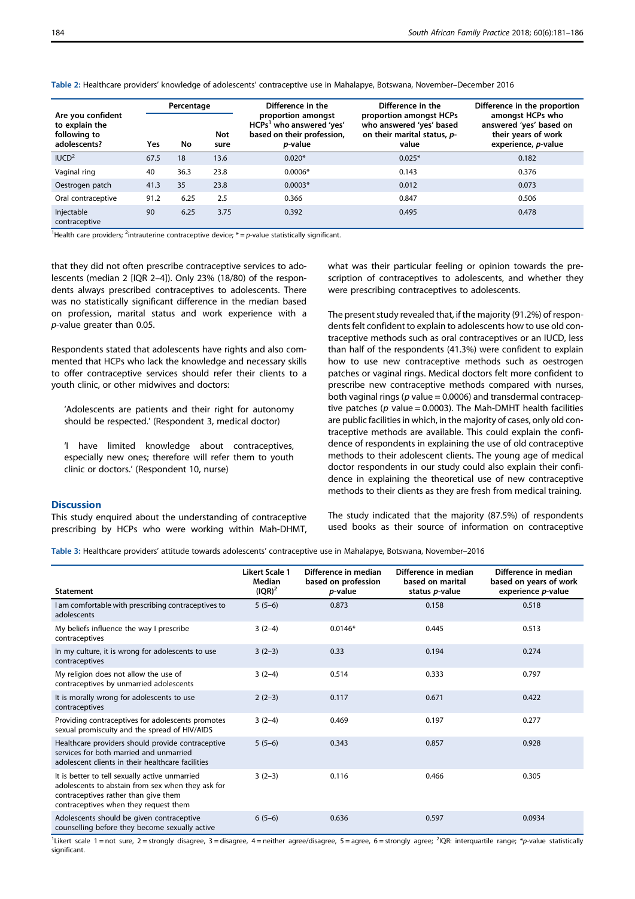Table 2: Healthcare providers' knowledge of adolescents' contraceptive use in Mahalapye, Botswana, November–December 2016

| Are you confident to explain the following to adolescents? | Percentage | | | Difference in the proportion amongst HCPs[1] who answered 'yes' based on their profession, *p*-value | Difference in the proportion amongst HCPs who answered 'yes' based on their marital status, *p*-value | Difference in the proportion amongst HCPs who answered 'yes' based on their years of work experience, *p*-value |
|---|---|---|---|---|---|---|
| | Yes | No | Not sure | | | |
| IUCD[2] | 67.5 | 18 | 13.6 | 0.020* | 0.025* | 0.182 |
| Vaginal ring | 40 | 36.3 | 23.8 | 0.0006* | 0.143 | 0.376 |
| Oestrogen patch | 41.3 | 35 | 23.8 | 0.0003* | 0.012 | 0.073 |
| Oral contraceptive | 91.2 | 6.25 | 2.5 | 0.366 | 0.847 | 0.506 |
| Injectable contraceptive | 90 | 6.25 | 3.75 | 0.392 | 0.495 | 0.478 |

[1]Health care providers; [2]intrauterine contraceptive device; * = *p*-value statistically significant.

that they did not often prescribe contraceptive services to adolescents (median 2 [IQR 2–4]). Only 23% (18/80) of the respondents always prescribed contraceptives to adolescents. There was no statistically significant difference in the median based on profession, marital status and work experience with a *p*-value greater than 0.05.

Respondents stated that adolescents have rights and also commented that HCPs who lack the knowledge and necessary skills to offer contraceptive services should refer their clients to a youth clinic, or other midwives and doctors:

'Adolescents are patients and their right for autonomy should be respected.' (Respondent 3, medical doctor)

'I have limited knowledge about contraceptives, especially new ones; therefore will refer them to youth clinic or doctors.' (Respondent 10, nurse)

## Discussion

This study enquired about the understanding of contraceptive prescribing by HCPs who were working within Mah-DHMT, what was their particular feeling or opinion towards the prescription of contraceptives to adolescents, and whether they were prescribing contraceptives to adolescents.

The present study revealed that, if the majority (91.2%) of respondents felt confident to explain to adolescents how to use old contraceptive methods such as oral contraceptives or an IUCD, less than half of the respondents (41.3%) were confident to explain how to use new contraceptive methods such as oestrogen patches or vaginal rings. Medical doctors felt more confident to prescribe new contraceptive methods compared with nurses, both vaginal rings ($p$ value = 0.0006) and transdermal contraceptive patches ($p$ value = 0.0003). The Mah-DMHT health facilities are public facilities in which, in the majority of cases, only old contraceptive methods are available. This could explain the confidence of respondents in explaining the use of old contraceptive methods to their adolescent clients. The young age of medical doctor respondents in our study could also explain their confidence in explaining the theoretical use of new contraceptive methods to their clients as they are fresh from medical training.

The study indicated that the majority (87.5%) of respondents used books as their source of information on contraceptive

Table 3: Healthcare providers' attitude towards adolescents' contraceptive use in Mahalapye, Botswana, November–2016

| Statement | Likert Scale 1 Median (IQR)[2] | Difference in median based on profession *p*-value | Difference in median based on marital status *p*-value | Difference in median based on years of work experience *p*-value |
|---|---|---|---|---|
| I am comfortable with prescribing contraceptives to adolescents | 5 (5–6) | 0.873 | 0.158 | 0.518 |
| My beliefs influence the way I prescribe contraceptives | 3 (2–4) | 0.0146* | 0.445 | 0.513 |
| In my culture, it is wrong for adolescents to use contraceptives | 3 (2–3) | 0.33 | 0.194 | 0.274 |
| My religion does not allow the use of contraceptives by unmarried adolescents | 3 (2–4) | 0.514 | 0.333 | 0.797 |
| It is morally wrong for adolescents to use contraceptives | 2 (2–3) | 0.117 | 0.671 | 0.422 |
| Providing contraceptives for adolescents promotes sexual promiscuity and the spread of HIV/AIDS | 3 (2–4) | 0.469 | 0.197 | 0.277 |
| Healthcare providers should provide contraceptive services for both married and unmarried adolescent clients in their healthcare facilities | 5 (5–6) | 0.343 | 0.857 | 0.928 |
| It is better to tell sexually active unmarried adolescents to abstain from sex when they ask for contraceptives rather than give them contraceptives when they request them | 3 (2–3) | 0.116 | 0.466 | 0.305 |
| Adolescents should be given contraceptive counselling before they become sexually active | 6 (5–6) | 0.636 | 0.597 | 0.0934 |

[1]Likert scale 1 = not sure, 2 = strongly disagree, 3 = disagree, 4 = neither agree/disagree, 5 = agree, 6 = strongly agree; [2]IQR: interquartile range; **p*-value statistically significant.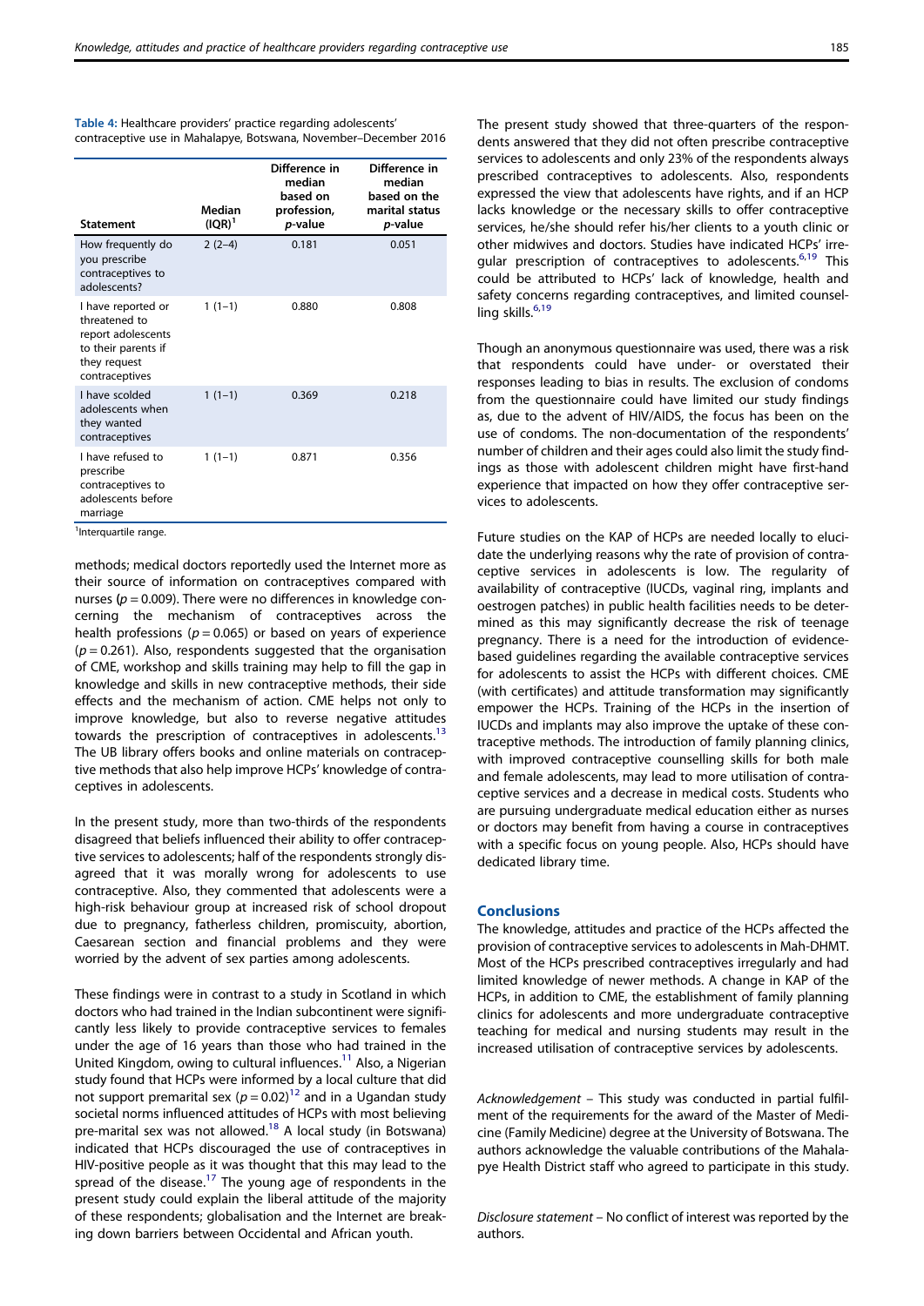Table 4: Healthcare providers' practice regarding adolescents' contraceptive use in Mahalapye, Botswana, November–December 2016

| Statement | Median (IQR)[1] | Difference in median based on profession, *p*-value | Difference in median based on the marital status *p*-value |
|---|---|---|---|
| How frequently do you prescribe contraceptives to adolescents? | 2 (2–4) | 0.181 | 0.051 |
| I have reported or threatened to report adolescents to their parents if they request contraceptives | 1 (1–1) | 0.880 | 0.808 |
| I have scolded adolescents when they wanted contraceptives | 1 (1–1) | 0.369 | 0.218 |
| I have refused to prescribe contraceptives to adolescents before marriage | 1 (1–1) | 0.871 | 0.356 |

[1]Interquartile range.

methods; medical doctors reportedly used the Internet more as their source of information on contraceptives compared with nurses ($p = 0.009$). There were no differences in knowledge concerning the mechanism of contraceptives across the health professions ($p = 0.065$) or based on years of experience ($p = 0.261$). Also, respondents suggested that the organisation of CME, workshop and skills training may help to fill the gap in knowledge and skills in new contraceptive methods, their side effects and the mechanism of action. CME helps not only to improve knowledge, but also to reverse negative attitudes towards the prescription of contraceptives in adolescents.[13] The UB library offers books and online materials on contraceptive methods that also help improve HCPs' knowledge of contraceptives in adolescents.

In the present study, more than two-thirds of the respondents disagreed that beliefs influenced their ability to offer contraceptive services to adolescents; half of the respondents strongly disagreed that it was morally wrong for adolescents to use contraceptive. Also, they commented that adolescents were a high-risk behaviour group at increased risk of school dropout due to pregnancy, fatherless children, promiscuity, abortion, Caesarean section and financial problems and they were worried by the advent of sex parties among adolescents.

These findings were in contrast to a study in Scotland in which doctors who had trained in the Indian subcontinent were significantly less likely to provide contraceptive services to females under the age of 16 years than those who had trained in the United Kingdom, owing to cultural influences.[11] Also, a Nigerian study found that HCPs were informed by a local culture that did not support premarital sex ($p = 0.02$)[12] and in a Ugandan study societal norms influenced attitudes of HCPs with most believing pre-marital sex was not allowed.[18] A local study (in Botswana) indicated that HCPs discouraged the use of contraceptives in HIV-positive people as it was thought that this may lead to the spread of the disease.[17] The young age of respondents in the present study could explain the liberal attitude of the majority of these respondents; globalisation and the Internet are breaking down barriers between Occidental and African youth.

The present study showed that three-quarters of the respondents answered that they did not often prescribe contraceptive services to adolescents and only 23% of the respondents always prescribed contraceptives to adolescents. Also, respondents expressed the view that adolescents have rights, and if an HCP lacks knowledge or the necessary skills to offer contraceptive services, he/she should refer his/her clients to a youth clinic or other midwives and doctors. Studies have indicated HCPs' irregular prescription of contraceptives to adolescents.[6,19] This could be attributed to HCPs' lack of knowledge, health and safety concerns regarding contraceptives, and limited counselling skills.[6,19]

Though an anonymous questionnaire was used, there was a risk that respondents could have under- or overstated their responses leading to bias in results. The exclusion of condoms from the questionnaire could have limited our study findings as, due to the advent of HIV/AIDS, the focus has been on the use of condoms. The non-documentation of the respondents' number of children and their ages could also limit the study findings as those with adolescent children might have first-hand experience that impacted on how they offer contraceptive services to adolescents.

Future studies on the KAP of HCPs are needed locally to elucidate the underlying reasons why the rate of provision of contraceptive services in adolescents is low. The regularity of availability of contraceptive (IUCDs, vaginal ring, implants and oestrogen patches) in public health facilities needs to be determined as this may significantly decrease the risk of teenage pregnancy. There is a need for the introduction of evidence-based guidelines regarding the available contraceptive services for adolescents to assist the HCPs with different choices. CME (with certificates) and attitude transformation may significantly empower the HCPs. Training of the HCPs in the insertion of IUCDs and implants may also improve the uptake of these contraceptive methods. The introduction of family planning clinics, with improved contraceptive counselling skills for both male and female adolescents, may lead to more utilisation of contraceptive services and a decrease in medical costs. Students who are pursuing undergraduate medical education either as nurses or doctors may benefit from having a course in contraceptives with a specific focus on young people. Also, HCPs should have dedicated library time.

## Conclusions

The knowledge, attitudes and practice of the HCPs affected the provision of contraceptive services to adolescents in Mah-DHMT. Most of the HCPs prescribed contraceptives irregularly and had limited knowledge of newer methods. A change in KAP of the HCPs, in addition to CME, the establishment of family planning clinics for adolescents and more undergraduate contraceptive teaching for medical and nursing students may result in the increased utilisation of contraceptive services by adolescents.

*Acknowledgement* – This study was conducted in partial fulfilment of the requirements for the award of the Master of Medicine (Family Medicine) degree at the University of Botswana. The authors acknowledge the valuable contributions of the Mahalapye Health District staff who agreed to participate in this study.

*Disclosure statement* – No conflict of interest was reported by the authors.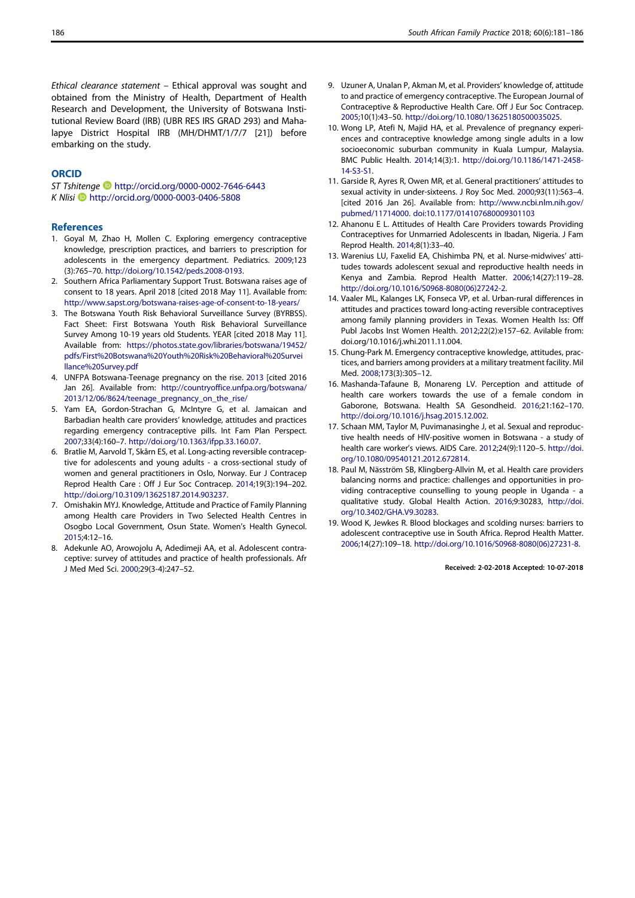*Ethical clearance statement* – Ethical approval was sought and obtained from the Ministry of Health, Department of Health Research and Development, the University of Botswana Institutional Review Board (IRB) (UBR RES IRS GRAD 293) and Mahalapye District Hospital IRB (MH/DHMT/1/7/7 [21]) before embarking on the study.

## ORCID

*ST Tshitenge* http://orcid.org/0000-0002-7646-6443
*K Nlisi* http://orcid.org/0000-0003-0406-5808

## References

1. Goyal M, Zhao H, Mollen C. Exploring emergency contraceptive knowledge, prescription practices, and barriers to prescription for adolescents in the emergency department. Pediatrics. 2009;123 (3):765–70. http://doi.org/10.1542/peds.2008-0193.
2. Southern Africa Parliamentary Support Trust. Botswana raises age of consent to 18 years. April 2018 [cited 2018 May 11]. Available from: http://www.sapst.org/botswana-raises-age-of-consent-to-18-years/
3. The Botswana Youth Risk Behavioral Surveillance Survey (BYRBSS). Fact Sheet: First Botswana Youth Risk Behavioral Surveillance Survey Among 10-19 years old Students. YEAR [cited 2018 May 11]. Available from: https://photos.state.gov/libraries/botswana/19452/pdfs/First%20Botswana%20Youth%20Risk%20Behavioral%20Surveillance%20Survey.pdf
4. UNFPA Botswana-Teenage pregnancy on the rise. 2013 [cited 2016 Jan 26]. Available from: http://countryoffice.unfpa.org/botswana/2013/12/06/8624/teenage_pregnancy_on_the_rise/
5. Yam EA, Gordon-Strachan G, McIntyre G, et al. Jamaican and Barbadian health care providers' knowledge, attitudes and practices regarding emergency contraceptive pills. Int Fam Plan Perspect. 2007;33(4):160–7. http://doi.org/10.1363/ifpp.33.160.07.
6. Bratlie M, Aarvold T, Skårn ES, et al. Long-acting reversible contraceptive for adolescents and young adults - a cross-sectional study of women and general practitioners in Oslo, Norway. Eur J Contracep Reprod Health Care : Off J Eur Soc Contracep. 2014;19(3):194–202. http://doi.org/10.3109/13625187.2014.903237.
7. Omishakin MYJ. Knowledge, Attitude and Practice of Family Planning among Health care Providers in Two Selected Health Centres in Osogbo Local Government, Osun State. Women's Health Gynecol. 2015;4:12–16.
8. Adekunle AO, Arowojolu A, Adedimeji AA, et al. Adolescent contraceptive: survey of attitudes and practice of health professionals. Afr J Med Med Sci. 2000;29(3-4):247–52.
9. Uzuner A, Unalan P, Akman M, et al. Providers' knowledge of, attitude to and practice of emergency contraceptive. The European Journal of Contraceptive & Reproductive Health Care. Off J Eur Soc Contracep. 2005;10(1):43–50. http://doi.org/10.1080/13625180500035025.
10. Wong LP, Atefi N, Majid HA, et al. Prevalence of pregnancy experiences and contraceptive knowledge among single adults in a low socioeconomic suburban community in Kuala Lumpur, Malaysia. BMC Public Health. 2014;14(3):1. http://doi.org/10.1186/1471-2458-14-S3-S1.
11. Garside R, Ayres R, Owen MR, et al. General practitioners' attitudes to sexual activity in under-sixteens. J Roy Soc Med. 2000;93(11):563–4. [cited 2016 Jan 26]. Available from: http://www.ncbi.nlm.nih.gov/pubmed/11714000. doi:10.1177/014107680009301103
12. Ahanonu E L. Attitudes of Health Care Providers towards Providing Contraceptives for Unmarried Adolescents in Ibadan, Nigeria. J Fam Reprod Health. 2014;8(1):33–40.
13. Warenius LU, Faxelid EA, Chishimba PN, et al. Nurse-midwives' attitudes towards adolescent sexual and reproductive health needs in Kenya and Zambia. Reprod Health Matter. 2006;14(27):119–28. http://doi.org/10.1016/S0968-8080(06)27242-2.
14. Vaaler ML, Kalanges LK, Fonseca VP, et al. Urban-rural differences in attitudes and practices toward long-acting reversible contraceptives among family planning providers in Texas. Women Health Iss: Off Publ Jacobs Inst Women Health. 2012;22(2):e157–62. Available from: doi.org/10.1016/j.whi.2011.11.004.
15. Chung-Park M. Emergency contraceptive knowledge, attitudes, practices, and barriers among providers at a military treatment facility. Mil Med. 2008;173(3):305–12.
16. Mashanda-Tafaune B, Monareng LV. Perception and attitude of health care workers towards the use of a female condom in Gaborone, Botswana. Health SA Gesondheid. 2016;21:162–170. http://doi.org/10.1016/j.hsag.2015.12.002.
17. Schaan MM, Taylor M, Puvimanasinghe J, et al. Sexual and reproductive health needs of HIV-positive women in Botswana - a study of health care worker's views. AIDS Care. 2012;24(9):1120–5. http://doi.org/10.1080/09540121.2012.672814.
18. Paul M, Näsström SB, Klingberg-Allvin M, et al. Health care providers balancing norms and practice: challenges and opportunities in providing contraceptive counselling to young people in Uganda - a qualitative study. Global Health Action. 2016;9:30283, http://doi.org/10.3402/GHA.V9.30283.
19. Wood K, Jewkes R. Blood blockages and scolding nurses: barriers to adolescent contraceptive use in South Africa. Reprod Health Matter. 2006;14(27):109–18. http://doi.org/10.1016/S0968-8080(06)27231-8.

**Received: 2-02-2018 Accepted: 10-07-2018**